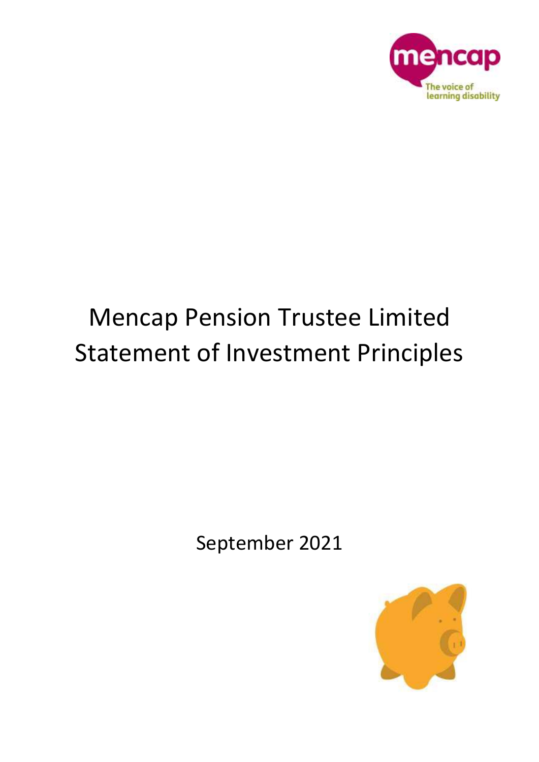# Mencap Pension Trustee Limited Statement of Investment Principles

September 2021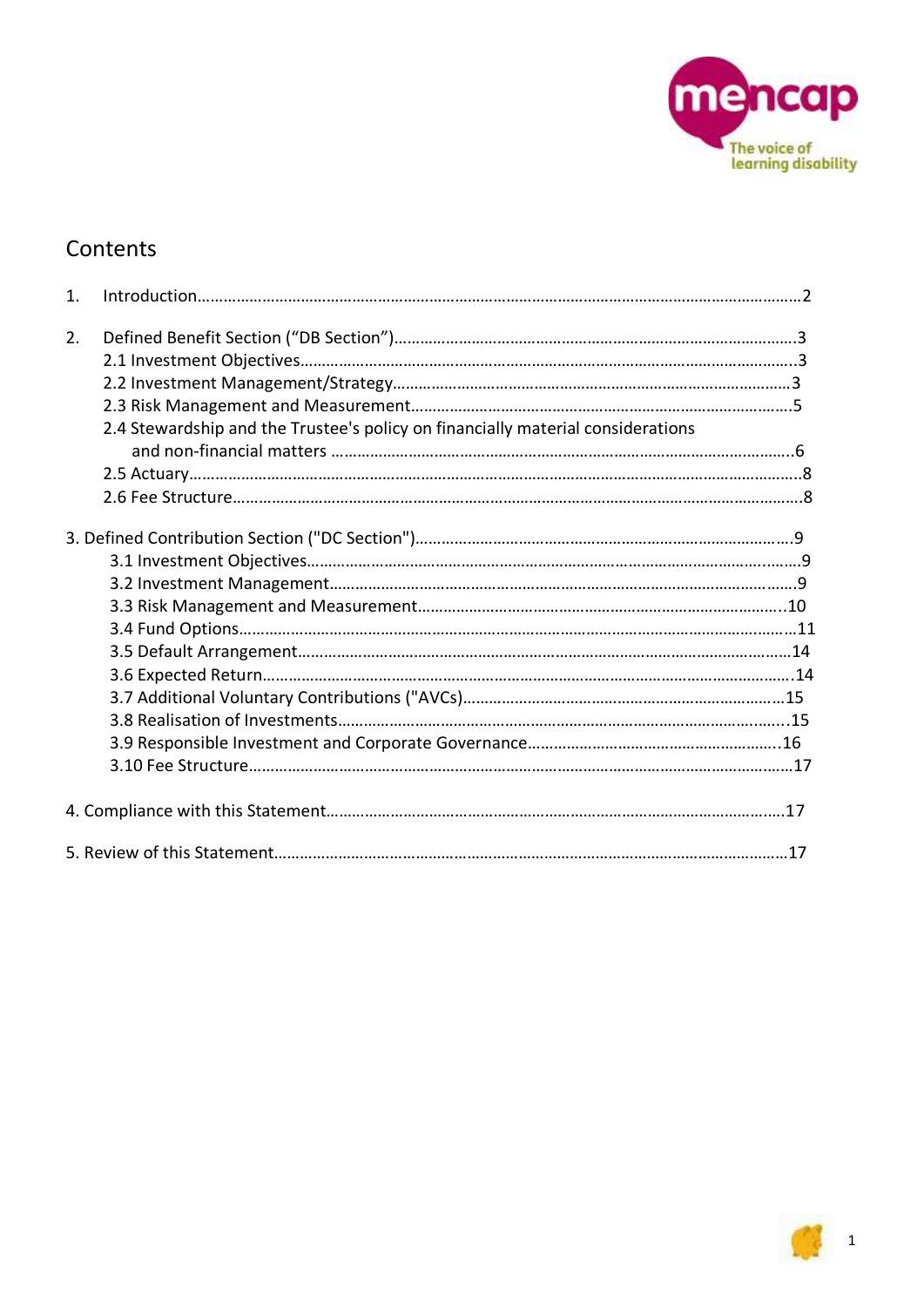## Contents

1. Introduction……………………………………………………………………………………………………………………2

2. Defined Benefit Section ("DB Section")……………………………………………………………………………3
   - 2.1 Investment Objectives……………………………………………………………………………………………3
   - 2.2 Investment Management/Strategy…………………………………………………………………………3
   - 2.3 Risk Management and Measurement……………………………………………………………………5
   - 2.4 Stewardship and the Trustee's policy on financially material considerations and non-financial matters …………………………………………………………………………………6
   - 2.5 Actuary……………………………………………………………………………………………………………………8
   - 2.6 Fee Structure……………………………………………………………………………………………………………8

3. Defined Contribution Section ("DC Section")……………………………………………………………………9
   - 3.1 Investment Objectives……………………………………………………………………………………………9
   - 3.2 Investment Management…………………………………………………………………………………………9
   - 3.3 Risk Management and Measurement……………………………………………………………………10
   - 3.4 Fund Options……………………………………………………………………………………………………………11
   - 3.5 Default Arrangement………………………………………………………………………………………………14
   - 3.6 Expected Return………………………………………………………………………………………………………14
   - 3.7 Additional Voluntary Contributions ("AVCs")……………………………………………………………15
   - 3.8 Realisation of Investments………………………………………………………………………………………15
   - 3.9 Responsible Investment and Corporate Governance…………………………………………………16
   - 3.10 Fee Structure…………………………………………………………………………………………………………17

4. Compliance with this Statement…………………………………………………………………………………………17

5. Review of this Statement……………………………………………………………………………………………………17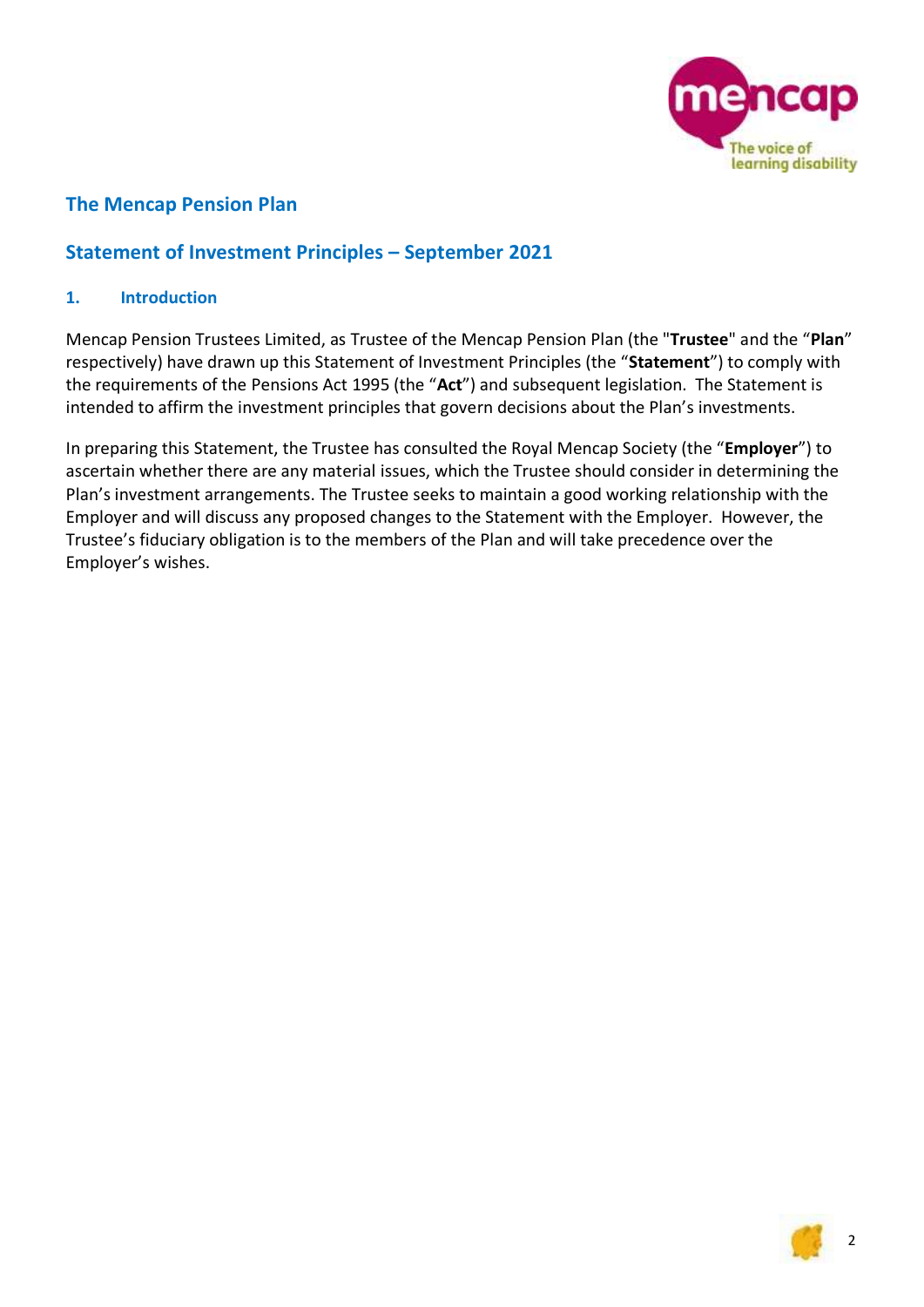## The Mencap Pension Plan

## Statement of Investment Principles – September 2021

### 1. Introduction

Mencap Pension Trustees Limited, as Trustee of the Mencap Pension Plan (the "**Trustee**" and the "**Plan**" respectively) have drawn up this Statement of Investment Principles (the "**Statement**") to comply with the requirements of the Pensions Act 1995 (the "**Act**") and subsequent legislation. The Statement is intended to affirm the investment principles that govern decisions about the Plan's investments.

In preparing this Statement, the Trustee has consulted the Royal Mencap Society (the "**Employer**") to ascertain whether there are any material issues, which the Trustee should consider in determining the Plan's investment arrangements. The Trustee seeks to maintain a good working relationship with the Employer and will discuss any proposed changes to the Statement with the Employer. However, the Trustee's fiduciary obligation is to the members of the Plan and will take precedence over the Employer's wishes.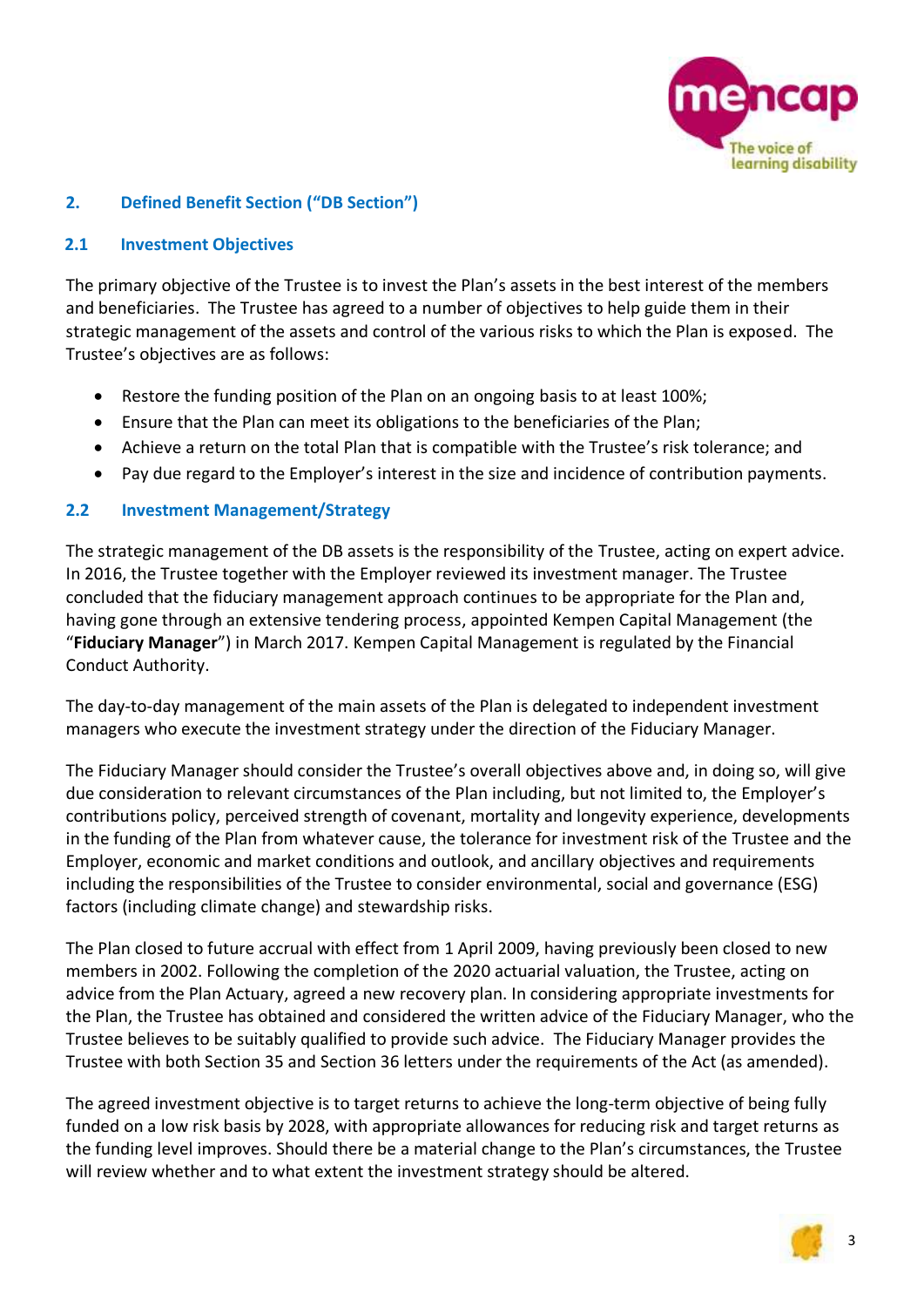## 2. Defined Benefit Section ("DB Section")

### 2.1 Investment Objectives

The primary objective of the Trustee is to invest the Plan's assets in the best interest of the members and beneficiaries. The Trustee has agreed to a number of objectives to help guide them in their strategic management of the assets and control of the various risks to which the Plan is exposed. The Trustee's objectives are as follows:

- Restore the funding position of the Plan on an ongoing basis to at least 100%;
- Ensure that the Plan can meet its obligations to the beneficiaries of the Plan;
- Achieve a return on the total Plan that is compatible with the Trustee's risk tolerance; and
- Pay due regard to the Employer's interest in the size and incidence of contribution payments.

### 2.2 Investment Management/Strategy

The strategic management of the DB assets is the responsibility of the Trustee, acting on expert advice. In 2016, the Trustee together with the Employer reviewed its investment manager. The Trustee concluded that the fiduciary management approach continues to be appropriate for the Plan and, having gone through an extensive tendering process, appointed Kempen Capital Management (the "**Fiduciary Manager**") in March 2017. Kempen Capital Management is regulated by the Financial Conduct Authority.

The day-to-day management of the main assets of the Plan is delegated to independent investment managers who execute the investment strategy under the direction of the Fiduciary Manager.

The Fiduciary Manager should consider the Trustee's overall objectives above and, in doing so, will give due consideration to relevant circumstances of the Plan including, but not limited to, the Employer's contributions policy, perceived strength of covenant, mortality and longevity experience, developments in the funding of the Plan from whatever cause, the tolerance for investment risk of the Trustee and the Employer, economic and market conditions and outlook, and ancillary objectives and requirements including the responsibilities of the Trustee to consider environmental, social and governance (ESG) factors (including climate change) and stewardship risks.

The Plan closed to future accrual with effect from 1 April 2009, having previously been closed to new members in 2002. Following the completion of the 2020 actuarial valuation, the Trustee, acting on advice from the Plan Actuary, agreed a new recovery plan. In considering appropriate investments for the Plan, the Trustee has obtained and considered the written advice of the Fiduciary Manager, who the Trustee believes to be suitably qualified to provide such advice. The Fiduciary Manager provides the Trustee with both Section 35 and Section 36 letters under the requirements of the Act (as amended).

The agreed investment objective is to target returns to achieve the long-term objective of being fully funded on a low risk basis by 2028, with appropriate allowances for reducing risk and target returns as the funding level improves. Should there be a material change to the Plan's circumstances, the Trustee will review whether and to what extent the investment strategy should be altered.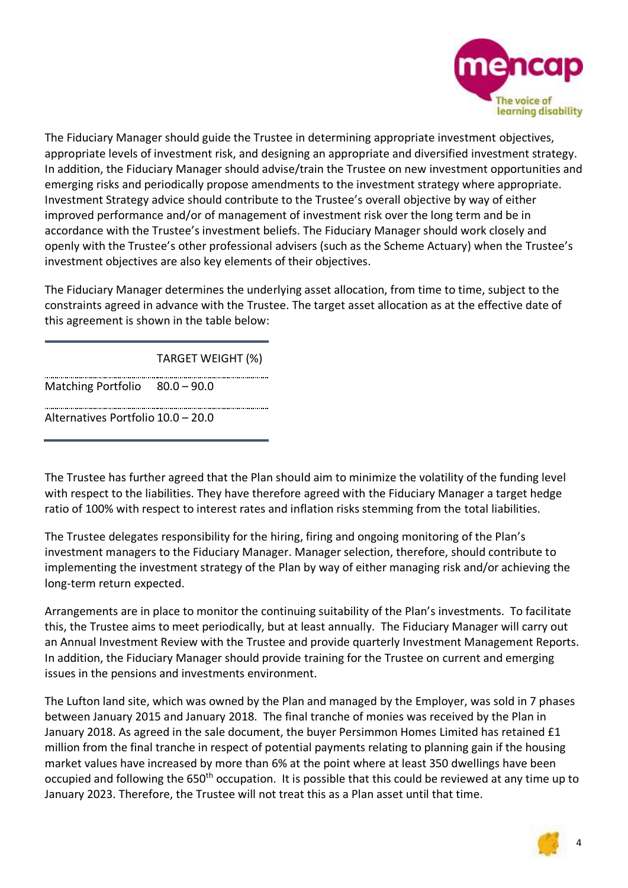The Fiduciary Manager should guide the Trustee in determining appropriate investment objectives, appropriate levels of investment risk, and designing an appropriate and diversified investment strategy. In addition, the Fiduciary Manager should advise/train the Trustee on new investment opportunities and emerging risks and periodically propose amendments to the investment strategy where appropriate. Investment Strategy advice should contribute to the Trustee's overall objective by way of either improved performance and/or of management of investment risk over the long term and be in accordance with the Trustee's investment beliefs. The Fiduciary Manager should work closely and openly with the Trustee's other professional advisers (such as the Scheme Actuary) when the Trustee's investment objectives are also key elements of their objectives.

The Fiduciary Manager determines the underlying asset allocation, from time to time, subject to the constraints agreed in advance with the Trustee. The target asset allocation as at the effective date of this agreement is shown in the table below:

| | TARGET WEIGHT (%) |
|---|---|
| Matching Portfolio | 80.0 – 90.0 |
| Alternatives Portfolio | 10.0 – 20.0 |

The Trustee has further agreed that the Plan should aim to minimize the volatility of the funding level with respect to the liabilities. They have therefore agreed with the Fiduciary Manager a target hedge ratio of 100% with respect to interest rates and inflation risks stemming from the total liabilities.

The Trustee delegates responsibility for the hiring, firing and ongoing monitoring of the Plan's investment managers to the Fiduciary Manager. Manager selection, therefore, should contribute to implementing the investment strategy of the Plan by way of either managing risk and/or achieving the long-term return expected.

Arrangements are in place to monitor the continuing suitability of the Plan's investments. To facilitate this, the Trustee aims to meet periodically, but at least annually. The Fiduciary Manager will carry out an Annual Investment Review with the Trustee and provide quarterly Investment Management Reports. In addition, the Fiduciary Manager should provide training for the Trustee on current and emerging issues in the pensions and investments environment.

The Lufton land site, which was owned by the Plan and managed by the Employer, was sold in 7 phases between January 2015 and January 2018. The final tranche of monies was received by the Plan in January 2018. As agreed in the sale document, the buyer Persimmon Homes Limited has retained £1 million from the final tranche in respect of potential payments relating to planning gain if the housing market values have increased by more than 6% at the point where at least 350 dwellings have been occupied and following the 650th occupation. It is possible that this could be reviewed at any time up to January 2023. Therefore, the Trustee will not treat this as a Plan asset until that time.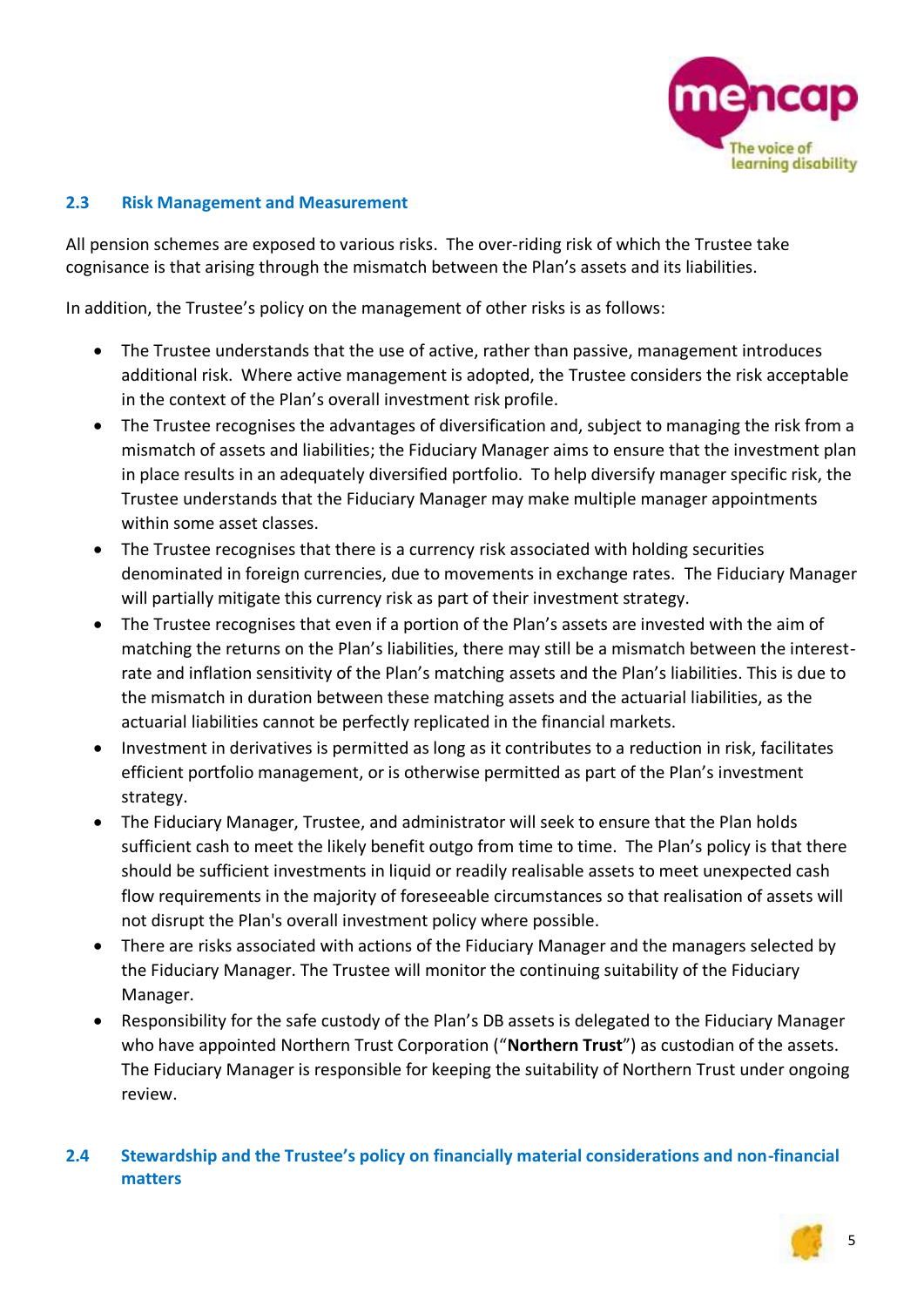### 2.3 Risk Management and Measurement

All pension schemes are exposed to various risks. The over-riding risk of which the Trustee take cognisance is that arising through the mismatch between the Plan's assets and its liabilities.

In addition, the Trustee's policy on the management of other risks is as follows:

- The Trustee understands that the use of active, rather than passive, management introduces additional risk. Where active management is adopted, the Trustee considers the risk acceptable in the context of the Plan's overall investment risk profile.
- The Trustee recognises the advantages of diversification and, subject to managing the risk from a mismatch of assets and liabilities; the Fiduciary Manager aims to ensure that the investment plan in place results in an adequately diversified portfolio. To help diversify manager specific risk, the Trustee understands that the Fiduciary Manager may make multiple manager appointments within some asset classes.
- The Trustee recognises that there is a currency risk associated with holding securities denominated in foreign currencies, due to movements in exchange rates. The Fiduciary Manager will partially mitigate this currency risk as part of their investment strategy.
- The Trustee recognises that even if a portion of the Plan's assets are invested with the aim of matching the returns on the Plan's liabilities, there may still be a mismatch between the interest-rate and inflation sensitivity of the Plan's matching assets and the Plan's liabilities. This is due to the mismatch in duration between these matching assets and the actuarial liabilities, as the actuarial liabilities cannot be perfectly replicated in the financial markets.
- Investment in derivatives is permitted as long as it contributes to a reduction in risk, facilitates efficient portfolio management, or is otherwise permitted as part of the Plan's investment strategy.
- The Fiduciary Manager, Trustee, and administrator will seek to ensure that the Plan holds sufficient cash to meet the likely benefit outgo from time to time. The Plan's policy is that there should be sufficient investments in liquid or readily realisable assets to meet unexpected cash flow requirements in the majority of foreseeable circumstances so that realisation of assets will not disrupt the Plan's overall investment policy where possible.
- There are risks associated with actions of the Fiduciary Manager and the managers selected by the Fiduciary Manager. The Trustee will monitor the continuing suitability of the Fiduciary Manager.
- Responsibility for the safe custody of the Plan's DB assets is delegated to the Fiduciary Manager who have appointed Northern Trust Corporation ("**Northern Trust**") as custodian of the assets. The Fiduciary Manager is responsible for keeping the suitability of Northern Trust under ongoing review.

### 2.4 Stewardship and the Trustee's policy on financially material considerations and non-financial matters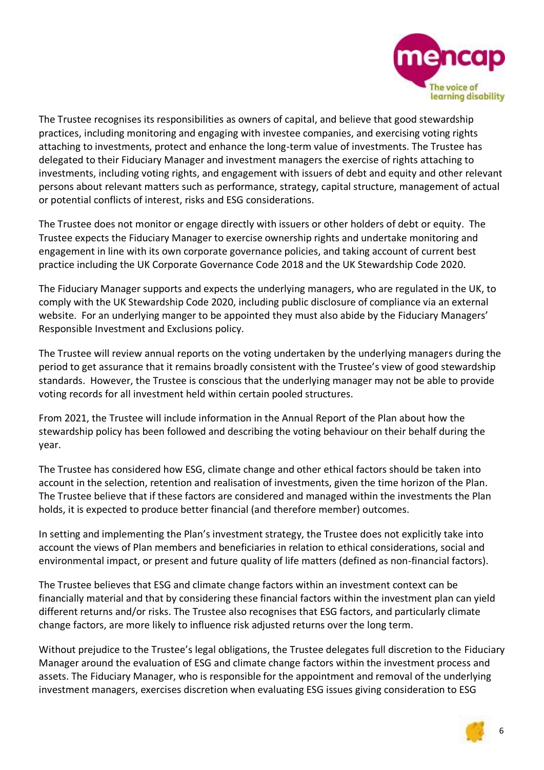The Trustee recognises its responsibilities as owners of capital, and believe that good stewardship practices, including monitoring and engaging with investee companies, and exercising voting rights attaching to investments, protect and enhance the long-term value of investments. The Trustee has delegated to their Fiduciary Manager and investment managers the exercise of rights attaching to investments, including voting rights, and engagement with issuers of debt and equity and other relevant persons about relevant matters such as performance, strategy, capital structure, management of actual or potential conflicts of interest, risks and ESG considerations.

The Trustee does not monitor or engage directly with issuers or other holders of debt or equity. The Trustee expects the Fiduciary Manager to exercise ownership rights and undertake monitoring and engagement in line with its own corporate governance policies, and taking account of current best practice including the UK Corporate Governance Code 2018 and the UK Stewardship Code 2020.

The Fiduciary Manager supports and expects the underlying managers, who are regulated in the UK, to comply with the UK Stewardship Code 2020, including public disclosure of compliance via an external website. For an underlying manger to be appointed they must also abide by the Fiduciary Managers' Responsible Investment and Exclusions policy.

The Trustee will review annual reports on the voting undertaken by the underlying managers during the period to get assurance that it remains broadly consistent with the Trustee's view of good stewardship standards. However, the Trustee is conscious that the underlying manager may not be able to provide voting records for all investment held within certain pooled structures.

From 2021, the Trustee will include information in the Annual Report of the Plan about how the stewardship policy has been followed and describing the voting behaviour on their behalf during the year.

The Trustee has considered how ESG, climate change and other ethical factors should be taken into account in the selection, retention and realisation of investments, given the time horizon of the Plan. The Trustee believe that if these factors are considered and managed within the investments the Plan holds, it is expected to produce better financial (and therefore member) outcomes.

In setting and implementing the Plan's investment strategy, the Trustee does not explicitly take into account the views of Plan members and beneficiaries in relation to ethical considerations, social and environmental impact, or present and future quality of life matters (defined as non-financial factors).

The Trustee believes that ESG and climate change factors within an investment context can be financially material and that by considering these financial factors within the investment plan can yield different returns and/or risks. The Trustee also recognises that ESG factors, and particularly climate change factors, are more likely to influence risk adjusted returns over the long term.

Without prejudice to the Trustee's legal obligations, the Trustee delegates full discretion to the Fiduciary Manager around the evaluation of ESG and climate change factors within the investment process and assets. The Fiduciary Manager, who is responsible for the appointment and removal of the underlying investment managers, exercises discretion when evaluating ESG issues giving consideration to ESG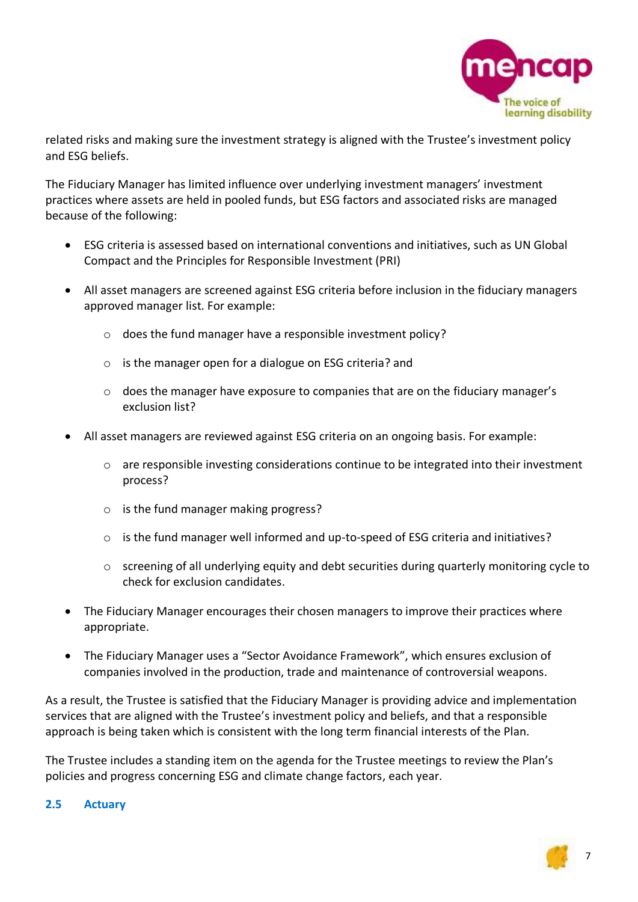related risks and making sure the investment strategy is aligned with the Trustee's investment policy and ESG beliefs.

The Fiduciary Manager has limited influence over underlying investment managers' investment practices where assets are held in pooled funds, but ESG factors and associated risks are managed because of the following:

- ESG criteria is assessed based on international conventions and initiatives, such as UN Global Compact and the Principles for Responsible Investment (PRI)
- All asset managers are screened against ESG criteria before inclusion in the fiduciary managers approved manager list. For example:
  - does the fund manager have a responsible investment policy?
  - is the manager open for a dialogue on ESG criteria? and
  - does the manager have exposure to companies that are on the fiduciary manager's exclusion list?
- All asset managers are reviewed against ESG criteria on an ongoing basis. For example:
  - are responsible investing considerations continue to be integrated into their investment process?
  - is the fund manager making progress?
  - is the fund manager well informed and up-to-speed of ESG criteria and initiatives?
  - screening of all underlying equity and debt securities during quarterly monitoring cycle to check for exclusion candidates.
- The Fiduciary Manager encourages their chosen managers to improve their practices where appropriate.
- The Fiduciary Manager uses a "Sector Avoidance Framework", which ensures exclusion of companies involved in the production, trade and maintenance of controversial weapons.

As a result, the Trustee is satisfied that the Fiduciary Manager is providing advice and implementation services that are aligned with the Trustee's investment policy and beliefs, and that a responsible approach is being taken which is consistent with the long term financial interests of the Plan.

The Trustee includes a standing item on the agenda for the Trustee meetings to review the Plan's policies and progress concerning ESG and climate change factors, each year.

### 2.5 Actuary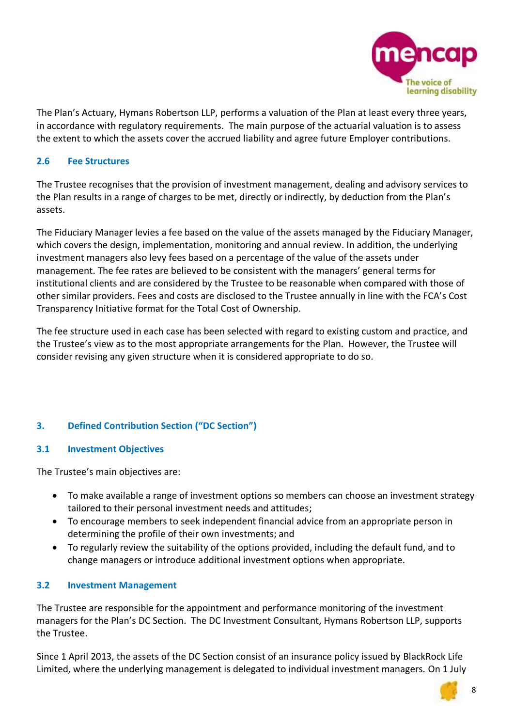The Plan's Actuary, Hymans Robertson LLP, performs a valuation of the Plan at least every three years, in accordance with regulatory requirements. The main purpose of the actuarial valuation is to assess the extent to which the assets cover the accrued liability and agree future Employer contributions.

### 2.6 Fee Structures

The Trustee recognises that the provision of investment management, dealing and advisory services to the Plan results in a range of charges to be met, directly or indirectly, by deduction from the Plan's assets.

The Fiduciary Manager levies a fee based on the value of the assets managed by the Fiduciary Manager, which covers the design, implementation, monitoring and annual review. In addition, the underlying investment managers also levy fees based on a percentage of the value of the assets under management. The fee rates are believed to be consistent with the managers' general terms for institutional clients and are considered by the Trustee to be reasonable when compared with those of other similar providers. Fees and costs are disclosed to the Trustee annually in line with the FCA's Cost Transparency Initiative format for the Total Cost of Ownership.

The fee structure used in each case has been selected with regard to existing custom and practice, and the Trustee's view as to the most appropriate arrangements for the Plan. However, the Trustee will consider revising any given structure when it is considered appropriate to do so.

## 3. Defined Contribution Section ("DC Section")

### 3.1 Investment Objectives

The Trustee's main objectives are:

- To make available a range of investment options so members can choose an investment strategy tailored to their personal investment needs and attitudes;
- To encourage members to seek independent financial advice from an appropriate person in determining the profile of their own investments; and
- To regularly review the suitability of the options provided, including the default fund, and to change managers or introduce additional investment options when appropriate.

### 3.2 Investment Management

The Trustee are responsible for the appointment and performance monitoring of the investment managers for the Plan's DC Section. The DC Investment Consultant, Hymans Robertson LLP, supports the Trustee.

Since 1 April 2013, the assets of the DC Section consist of an insurance policy issued by BlackRock Life Limited, where the underlying management is delegated to individual investment managers. On 1 July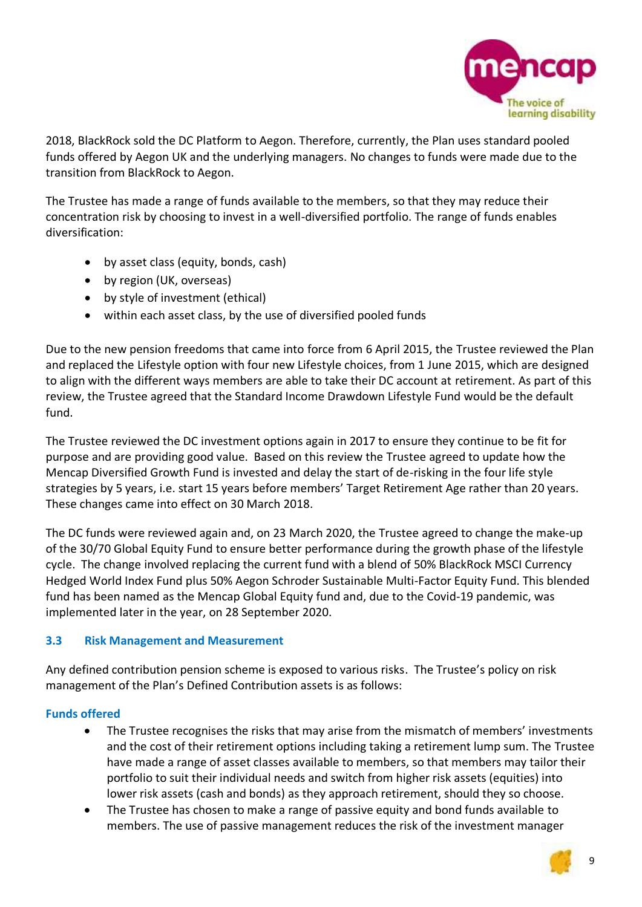2018, BlackRock sold the DC Platform to Aegon. Therefore, currently, the Plan uses standard pooled funds offered by Aegon UK and the underlying managers. No changes to funds were made due to the transition from BlackRock to Aegon.

The Trustee has made a range of funds available to the members, so that they may reduce their concentration risk by choosing to invest in a well-diversified portfolio. The range of funds enables diversification:

- by asset class (equity, bonds, cash)
- by region (UK, overseas)
- by style of investment (ethical)
- within each asset class, by the use of diversified pooled funds

Due to the new pension freedoms that came into force from 6 April 2015, the Trustee reviewed the Plan and replaced the Lifestyle option with four new Lifestyle choices, from 1 June 2015, which are designed to align with the different ways members are able to take their DC account at retirement. As part of this review, the Trustee agreed that the Standard Income Drawdown Lifestyle Fund would be the default fund.

The Trustee reviewed the DC investment options again in 2017 to ensure they continue to be fit for purpose and are providing good value. Based on this review the Trustee agreed to update how the Mencap Diversified Growth Fund is invested and delay the start of de-risking in the four life style strategies by 5 years, i.e. start 15 years before members' Target Retirement Age rather than 20 years. These changes came into effect on 30 March 2018.

The DC funds were reviewed again and, on 23 March 2020, the Trustee agreed to change the make-up of the 30/70 Global Equity Fund to ensure better performance during the growth phase of the lifestyle cycle. The change involved replacing the current fund with a blend of 50% BlackRock MSCI Currency Hedged World Index Fund plus 50% Aegon Schroder Sustainable Multi-Factor Equity Fund. This blended fund has been named as the Mencap Global Equity fund and, due to the Covid-19 pandemic, was implemented later in the year, on 28 September 2020.

### 3.3 Risk Management and Measurement

Any defined contribution pension scheme is exposed to various risks. The Trustee's policy on risk management of the Plan's Defined Contribution assets is as follows:

#### Funds offered

- The Trustee recognises the risks that may arise from the mismatch of members' investments and the cost of their retirement options including taking a retirement lump sum. The Trustee have made a range of asset classes available to members, so that members may tailor their portfolio to suit their individual needs and switch from higher risk assets (equities) into lower risk assets (cash and bonds) as they approach retirement, should they so choose.
- The Trustee has chosen to make a range of passive equity and bond funds available to members. The use of passive management reduces the risk of the investment manager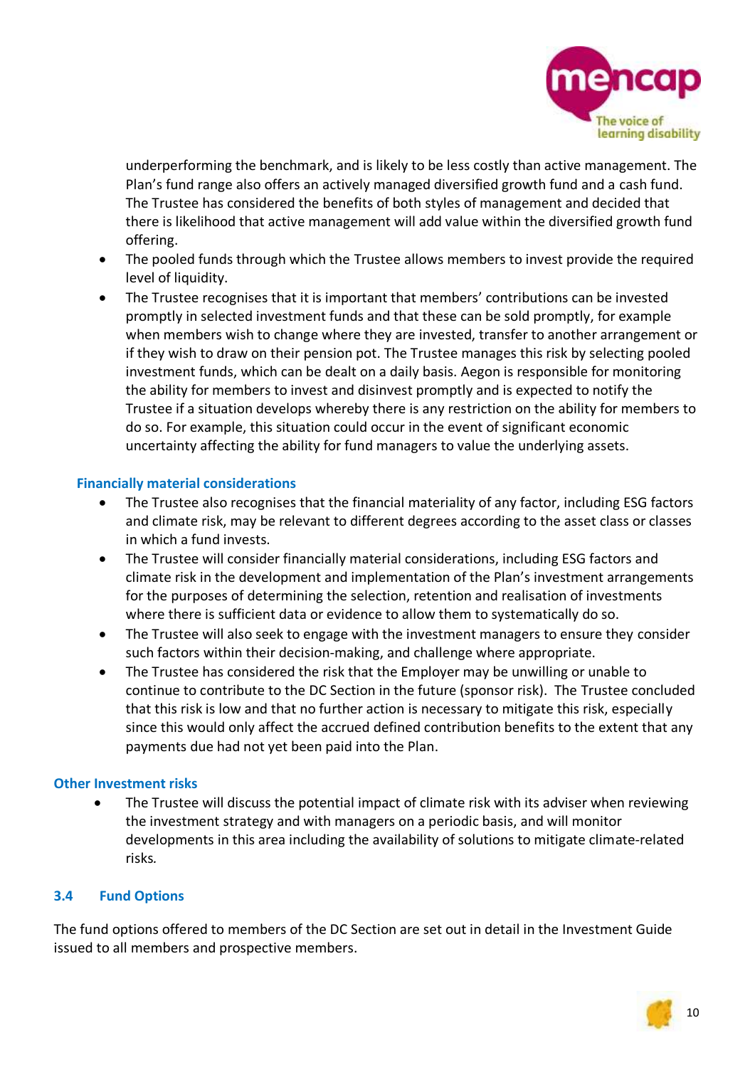underperforming the benchmark, and is likely to be less costly than active management. The Plan's fund range also offers an actively managed diversified growth fund and a cash fund. The Trustee has considered the benefits of both styles of management and decided that there is likelihood that active management will add value within the diversified growth fund offering.

- The pooled funds through which the Trustee allows members to invest provide the required level of liquidity.
- The Trustee recognises that it is important that members' contributions can be invested promptly in selected investment funds and that these can be sold promptly, for example when members wish to change where they are invested, transfer to another arrangement or if they wish to draw on their pension pot. The Trustee manages this risk by selecting pooled investment funds, which can be dealt on a daily basis. Aegon is responsible for monitoring the ability for members to invest and disinvest promptly and is expected to notify the Trustee if a situation develops whereby there is any restriction on the ability for members to do so. For example, this situation could occur in the event of significant economic uncertainty affecting the ability for fund managers to value the underlying assets.

### Financially material considerations

- The Trustee also recognises that the financial materiality of any factor, including ESG factors and climate risk, may be relevant to different degrees according to the asset class or classes in which a fund invests.
- The Trustee will consider financially material considerations, including ESG factors and climate risk in the development and implementation of the Plan's investment arrangements for the purposes of determining the selection, retention and realisation of investments where there is sufficient data or evidence to allow them to systematically do so.
- The Trustee will also seek to engage with the investment managers to ensure they consider such factors within their decision-making, and challenge where appropriate.
- The Trustee has considered the risk that the Employer may be unwilling or unable to continue to contribute to the DC Section in the future (sponsor risk). The Trustee concluded that this risk is low and that no further action is necessary to mitigate this risk, especially since this would only affect the accrued defined contribution benefits to the extent that any payments due had not yet been paid into the Plan.

### Other Investment risks

- The Trustee will discuss the potential impact of climate risk with its adviser when reviewing the investment strategy and with managers on a periodic basis, and will monitor developments in this area including the availability of solutions to mitigate climate-related risks.

## 3.4 Fund Options

The fund options offered to members of the DC Section are set out in detail in the Investment Guide issued to all members and prospective members.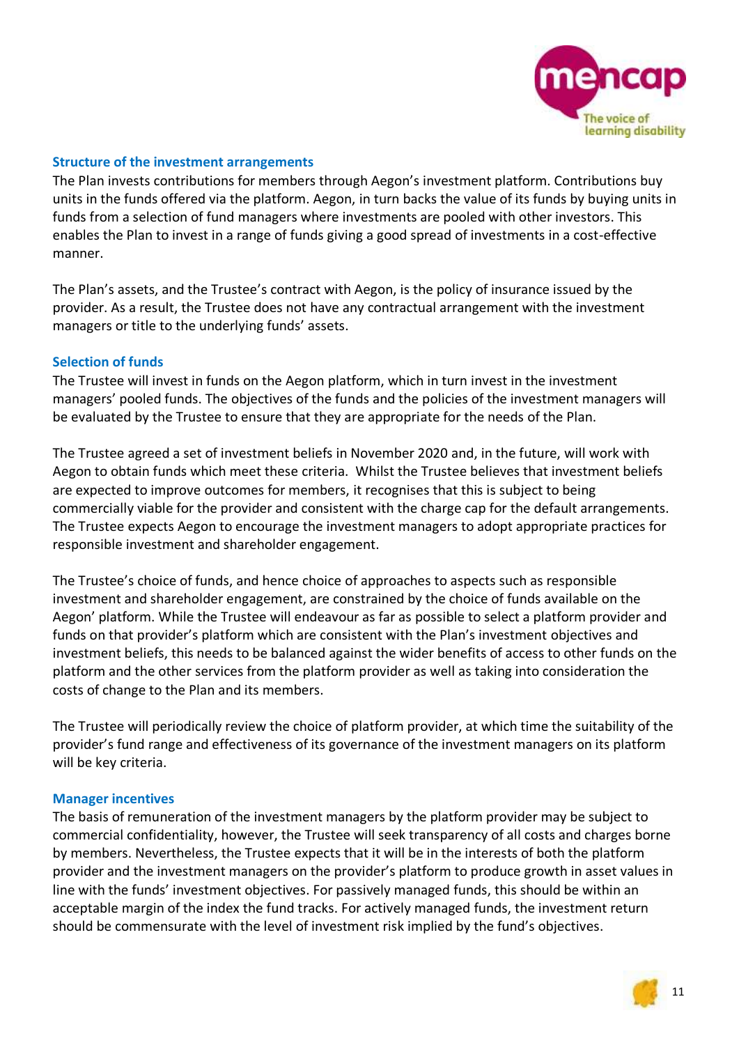### Structure of the investment arrangements

The Plan invests contributions for members through Aegon's investment platform. Contributions buy units in the funds offered via the platform. Aegon, in turn backs the value of its funds by buying units in funds from a selection of fund managers where investments are pooled with other investors. This enables the Plan to invest in a range of funds giving a good spread of investments in a cost-effective manner.

The Plan's assets, and the Trustee's contract with Aegon, is the policy of insurance issued by the provider. As a result, the Trustee does not have any contractual arrangement with the investment managers or title to the underlying funds' assets.

### Selection of funds

The Trustee will invest in funds on the Aegon platform, which in turn invest in the investment managers' pooled funds. The objectives of the funds and the policies of the investment managers will be evaluated by the Trustee to ensure that they are appropriate for the needs of the Plan.

The Trustee agreed a set of investment beliefs in November 2020 and, in the future, will work with Aegon to obtain funds which meet these criteria. Whilst the Trustee believes that investment beliefs are expected to improve outcomes for members, it recognises that this is subject to being commercially viable for the provider and consistent with the charge cap for the default arrangements. The Trustee expects Aegon to encourage the investment managers to adopt appropriate practices for responsible investment and shareholder engagement.

The Trustee's choice of funds, and hence choice of approaches to aspects such as responsible investment and shareholder engagement, are constrained by the choice of funds available on the Aegon' platform. While the Trustee will endeavour as far as possible to select a platform provider and funds on that provider's platform which are consistent with the Plan's investment objectives and investment beliefs, this needs to be balanced against the wider benefits of access to other funds on the platform and the other services from the platform provider as well as taking into consideration the costs of change to the Plan and its members.

The Trustee will periodically review the choice of platform provider, at which time the suitability of the provider's fund range and effectiveness of its governance of the investment managers on its platform will be key criteria.

### Manager incentives

The basis of remuneration of the investment managers by the platform provider may be subject to commercial confidentiality, however, the Trustee will seek transparency of all costs and charges borne by members. Nevertheless, the Trustee expects that it will be in the interests of both the platform provider and the investment managers on the provider's platform to produce growth in asset values in line with the funds' investment objectives. For passively managed funds, this should be within an acceptable margin of the index the fund tracks. For actively managed funds, the investment return should be commensurate with the level of investment risk implied by the fund's objectives.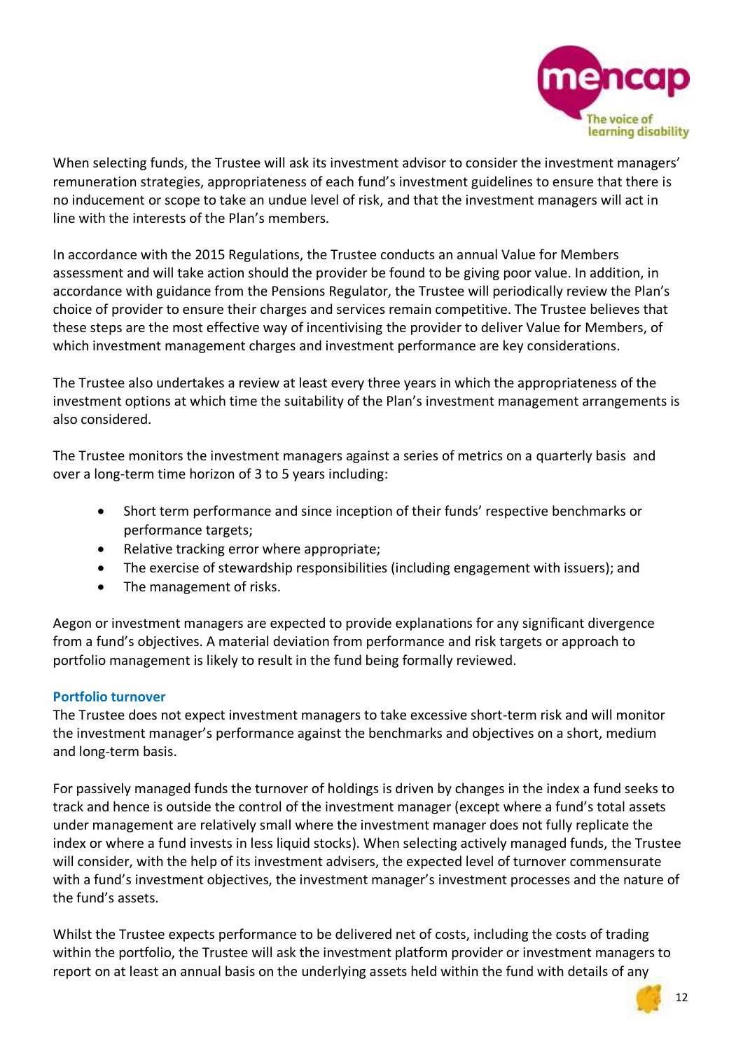When selecting funds, the Trustee will ask its investment advisor to consider the investment managers' remuneration strategies, appropriateness of each fund's investment guidelines to ensure that there is no inducement or scope to take an undue level of risk, and that the investment managers will act in line with the interests of the Plan's members.

In accordance with the 2015 Regulations, the Trustee conducts an annual Value for Members assessment and will take action should the provider be found to be giving poor value. In addition, in accordance with guidance from the Pensions Regulator, the Trustee will periodically review the Plan's choice of provider to ensure their charges and services remain competitive. The Trustee believes that these steps are the most effective way of incentivising the provider to deliver Value for Members, of which investment management charges and investment performance are key considerations.

The Trustee also undertakes a review at least every three years in which the appropriateness of the investment options at which time the suitability of the Plan's investment management arrangements is also considered.

The Trustee monitors the investment managers against a series of metrics on a quarterly basis and over a long-term time horizon of 3 to 5 years including:

- Short term performance and since inception of their funds' respective benchmarks or performance targets;
- Relative tracking error where appropriate;
- The exercise of stewardship responsibilities (including engagement with issuers); and
- The management of risks.

Aegon or investment managers are expected to provide explanations for any significant divergence from a fund's objectives. A material deviation from performance and risk targets or approach to portfolio management is likely to result in the fund being formally reviewed.

### Portfolio turnover

The Trustee does not expect investment managers to take excessive short-term risk and will monitor the investment manager's performance against the benchmarks and objectives on a short, medium and long-term basis.

For passively managed funds the turnover of holdings is driven by changes in the index a fund seeks to track and hence is outside the control of the investment manager (except where a fund's total assets under management are relatively small where the investment manager does not fully replicate the index or where a fund invests in less liquid stocks). When selecting actively managed funds, the Trustee will consider, with the help of its investment advisers, the expected level of turnover commensurate with a fund's investment objectives, the investment manager's investment processes and the nature of the fund's assets.

Whilst the Trustee expects performance to be delivered net of costs, including the costs of trading within the portfolio, the Trustee will ask the investment platform provider or investment managers to report on at least an annual basis on the underlying assets held within the fund with details of any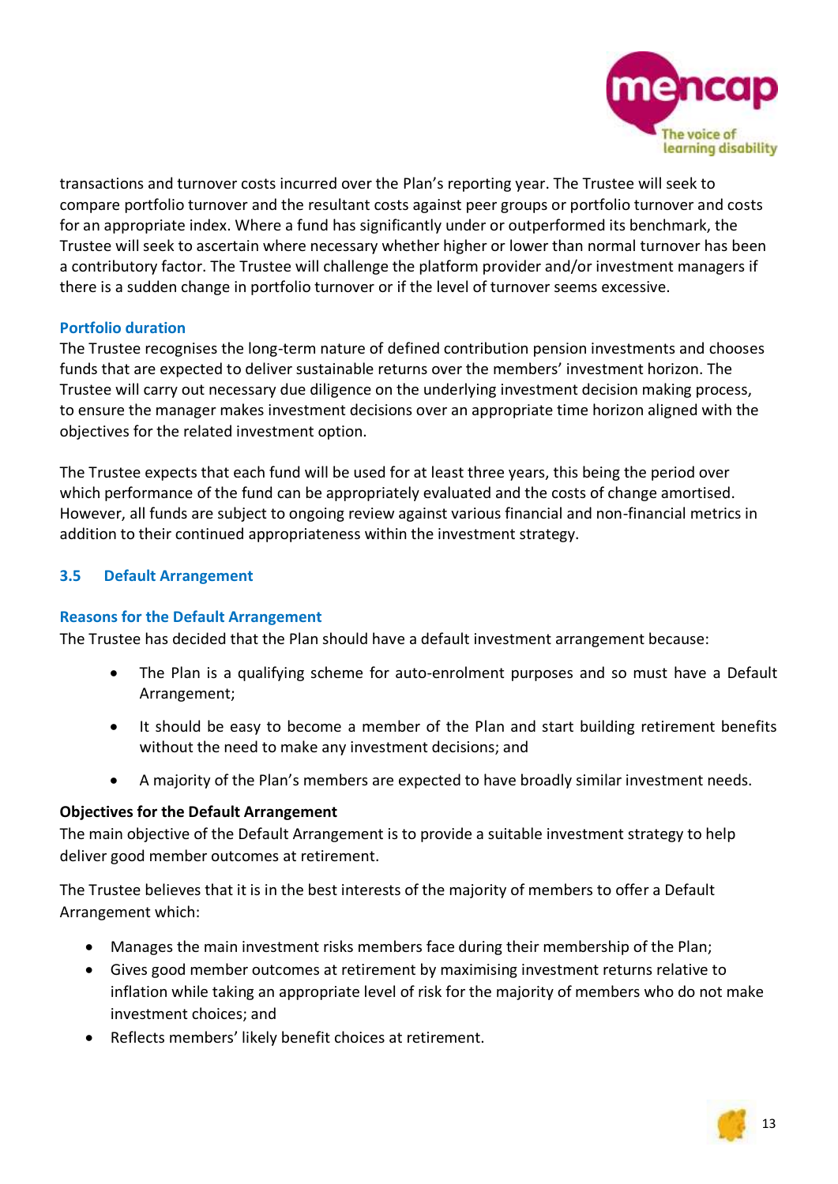transactions and turnover costs incurred over the Plan's reporting year. The Trustee will seek to compare portfolio turnover and the resultant costs against peer groups or portfolio turnover and costs for an appropriate index. Where a fund has significantly under or outperformed its benchmark, the Trustee will seek to ascertain where necessary whether higher or lower than normal turnover has been a contributory factor. The Trustee will challenge the platform provider and/or investment managers if there is a sudden change in portfolio turnover or if the level of turnover seems excessive.

### Portfolio duration

The Trustee recognises the long-term nature of defined contribution pension investments and chooses funds that are expected to deliver sustainable returns over the members' investment horizon. The Trustee will carry out necessary due diligence on the underlying investment decision making process, to ensure the manager makes investment decisions over an appropriate time horizon aligned with the objectives for the related investment option.

The Trustee expects that each fund will be used for at least three years, this being the period over which performance of the fund can be appropriately evaluated and the costs of change amortised. However, all funds are subject to ongoing review against various financial and non-financial metrics in addition to their continued appropriateness within the investment strategy.

## 3.5 Default Arrangement

### Reasons for the Default Arrangement

The Trustee has decided that the Plan should have a default investment arrangement because:

- The Plan is a qualifying scheme for auto-enrolment purposes and so must have a Default Arrangement;
- It should be easy to become a member of the Plan and start building retirement benefits without the need to make any investment decisions; and
- A majority of the Plan's members are expected to have broadly similar investment needs.

**Objectives for the Default Arrangement**

The main objective of the Default Arrangement is to provide a suitable investment strategy to help deliver good member outcomes at retirement.

The Trustee believes that it is in the best interests of the majority of members to offer a Default Arrangement which:

- Manages the main investment risks members face during their membership of the Plan;
- Gives good member outcomes at retirement by maximising investment returns relative to inflation while taking an appropriate level of risk for the majority of members who do not make investment choices; and
- Reflects members' likely benefit choices at retirement.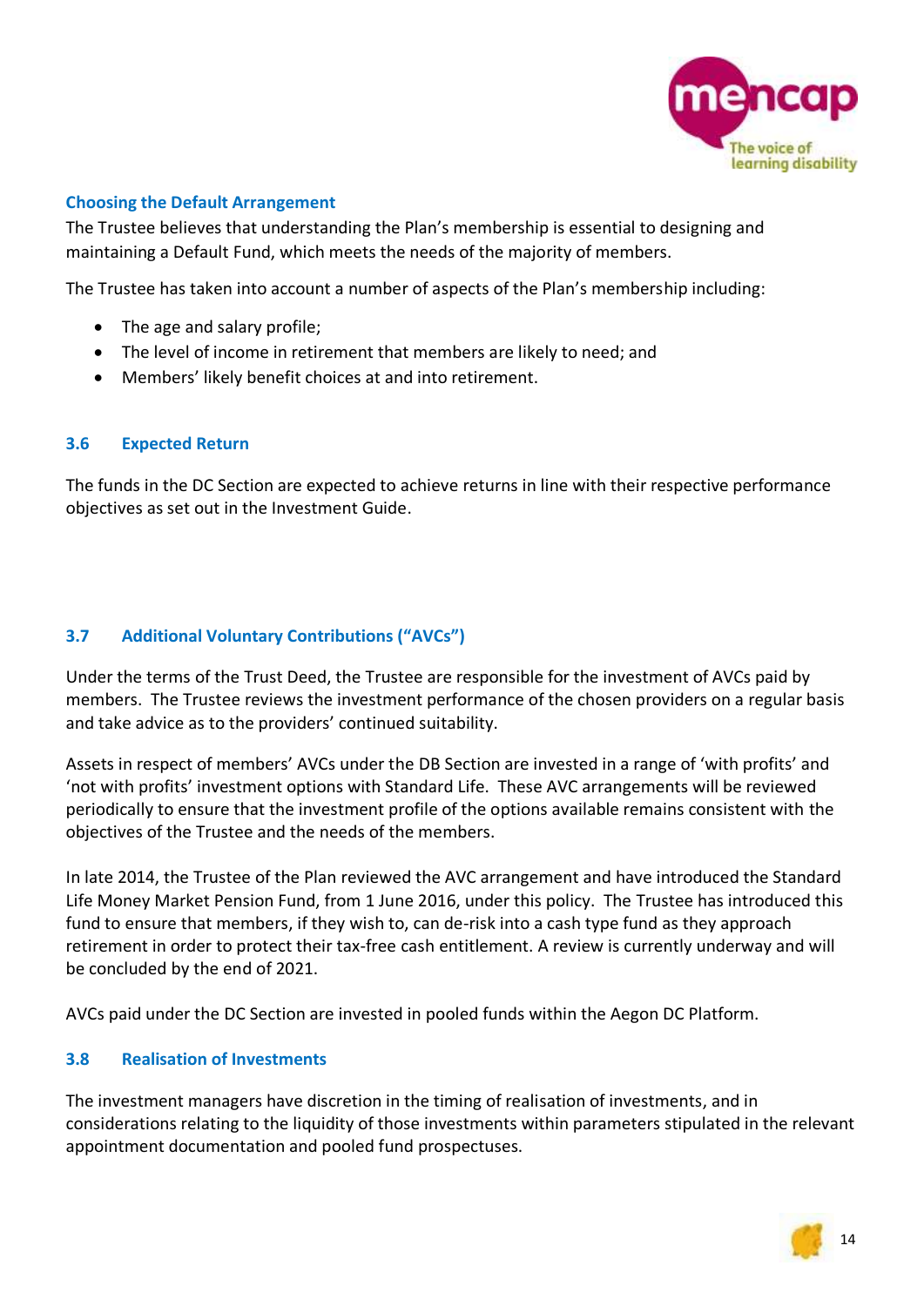### Choosing the Default Arrangement

The Trustee believes that understanding the Plan's membership is essential to designing and maintaining a Default Fund, which meets the needs of the majority of members.

The Trustee has taken into account a number of aspects of the Plan's membership including:

- The age and salary profile;
- The level of income in retirement that members are likely to need; and
- Members' likely benefit choices at and into retirement.

## 3.6 Expected Return

The funds in the DC Section are expected to achieve returns in line with their respective performance objectives as set out in the Investment Guide.

## 3.7 Additional Voluntary Contributions ("AVCs")

Under the terms of the Trust Deed, the Trustee are responsible for the investment of AVCs paid by members. The Trustee reviews the investment performance of the chosen providers on a regular basis and take advice as to the providers' continued suitability.

Assets in respect of members' AVCs under the DB Section are invested in a range of 'with profits' and 'not with profits' investment options with Standard Life. These AVC arrangements will be reviewed periodically to ensure that the investment profile of the options available remains consistent with the objectives of the Trustee and the needs of the members.

In late 2014, the Trustee of the Plan reviewed the AVC arrangement and have introduced the Standard Life Money Market Pension Fund, from 1 June 2016, under this policy. The Trustee has introduced this fund to ensure that members, if they wish to, can de-risk into a cash type fund as they approach retirement in order to protect their tax-free cash entitlement. A review is currently underway and will be concluded by the end of 2021.

AVCs paid under the DC Section are invested in pooled funds within the Aegon DC Platform.

## 3.8 Realisation of Investments

The investment managers have discretion in the timing of realisation of investments, and in considerations relating to the liquidity of those investments within parameters stipulated in the relevant appointment documentation and pooled fund prospectuses.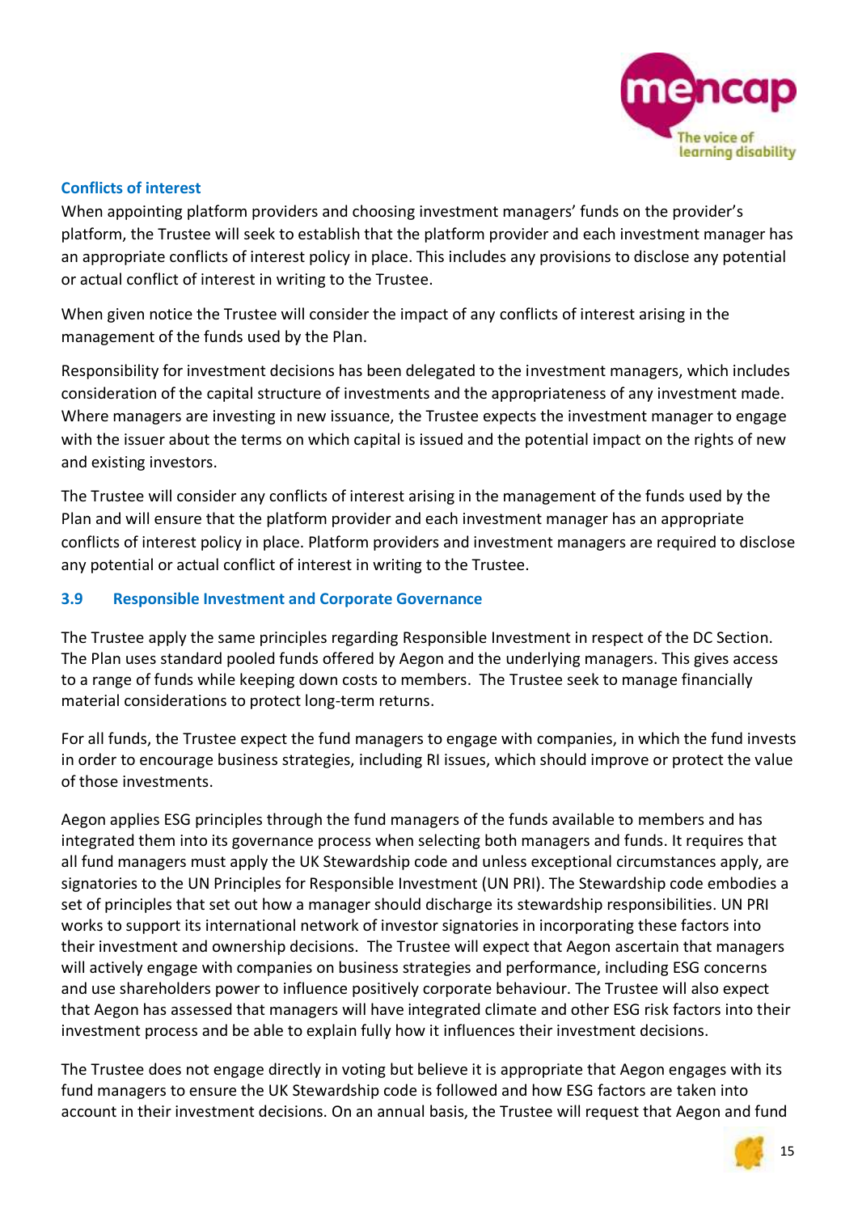### Conflicts of interest

When appointing platform providers and choosing investment managers' funds on the provider's platform, the Trustee will seek to establish that the platform provider and each investment manager has an appropriate conflicts of interest policy in place. This includes any provisions to disclose any potential or actual conflict of interest in writing to the Trustee.

When given notice the Trustee will consider the impact of any conflicts of interest arising in the management of the funds used by the Plan.

Responsibility for investment decisions has been delegated to the investment managers, which includes consideration of the capital structure of investments and the appropriateness of any investment made. Where managers are investing in new issuance, the Trustee expects the investment manager to engage with the issuer about the terms on which capital is issued and the potential impact on the rights of new and existing investors.

The Trustee will consider any conflicts of interest arising in the management of the funds used by the Plan and will ensure that the platform provider and each investment manager has an appropriate conflicts of interest policy in place. Platform providers and investment managers are required to disclose any potential or actual conflict of interest in writing to the Trustee.

### 3.9 Responsible Investment and Corporate Governance

The Trustee apply the same principles regarding Responsible Investment in respect of the DC Section. The Plan uses standard pooled funds offered by Aegon and the underlying managers. This gives access to a range of funds while keeping down costs to members. The Trustee seek to manage financially material considerations to protect long-term returns.

For all funds, the Trustee expect the fund managers to engage with companies, in which the fund invests in order to encourage business strategies, including RI issues, which should improve or protect the value of those investments.

Aegon applies ESG principles through the fund managers of the funds available to members and has integrated them into its governance process when selecting both managers and funds. It requires that all fund managers must apply the UK Stewardship code and unless exceptional circumstances apply, are signatories to the UN Principles for Responsible Investment (UN PRI). The Stewardship code embodies a set of principles that set out how a manager should discharge its stewardship responsibilities. UN PRI works to support its international network of investor signatories in incorporating these factors into their investment and ownership decisions. The Trustee will expect that Aegon ascertain that managers will actively engage with companies on business strategies and performance, including ESG concerns and use shareholders power to influence positively corporate behaviour. The Trustee will also expect that Aegon has assessed that managers will have integrated climate and other ESG risk factors into their investment process and be able to explain fully how it influences their investment decisions.

The Trustee does not engage directly in voting but believe it is appropriate that Aegon engages with its fund managers to ensure the UK Stewardship code is followed and how ESG factors are taken into account in their investment decisions. On an annual basis, the Trustee will request that Aegon and fund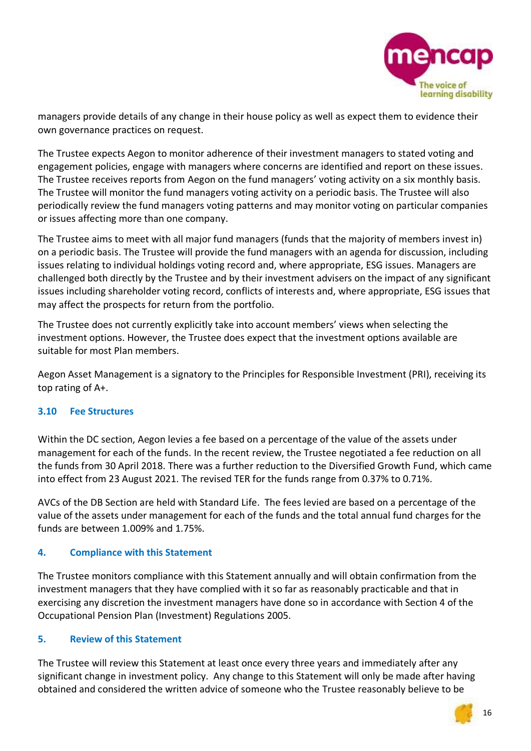managers provide details of any change in their house policy as well as expect them to evidence their own governance practices on request.

The Trustee expects Aegon to monitor adherence of their investment managers to stated voting and engagement policies, engage with managers where concerns are identified and report on these issues. The Trustee receives reports from Aegon on the fund managers' voting activity on a six monthly basis. The Trustee will monitor the fund managers voting activity on a periodic basis. The Trustee will also periodically review the fund managers voting patterns and may monitor voting on particular companies or issues affecting more than one company.

The Trustee aims to meet with all major fund managers (funds that the majority of members invest in) on a periodic basis. The Trustee will provide the fund managers with an agenda for discussion, including issues relating to individual holdings voting record and, where appropriate, ESG issues. Managers are challenged both directly by the Trustee and by their investment advisers on the impact of any significant issues including shareholder voting record, conflicts of interests and, where appropriate, ESG issues that may affect the prospects for return from the portfolio.

The Trustee does not currently explicitly take into account members' views when selecting the investment options. However, the Trustee does expect that the investment options available are suitable for most Plan members.

Aegon Asset Management is a signatory to the Principles for Responsible Investment (PRI), receiving its top rating of A+.

### 3.10 Fee Structures

Within the DC section, Aegon levies a fee based on a percentage of the value of the assets under management for each of the funds. In the recent review, the Trustee negotiated a fee reduction on all the funds from 30 April 2018. There was a further reduction to the Diversified Growth Fund, which came into effect from 23 August 2021. The revised TER for the funds range from 0.37% to 0.71%.

AVCs of the DB Section are held with Standard Life. The fees levied are based on a percentage of the value of the assets under management for each of the funds and the total annual fund charges for the funds are between 1.009% and 1.75%.

## 4. Compliance with this Statement

The Trustee monitors compliance with this Statement annually and will obtain confirmation from the investment managers that they have complied with it so far as reasonably practicable and that in exercising any discretion the investment managers have done so in accordance with Section 4 of the Occupational Pension Plan (Investment) Regulations 2005.

## 5. Review of this Statement

The Trustee will review this Statement at least once every three years and immediately after any significant change in investment policy. Any change to this Statement will only be made after having obtained and considered the written advice of someone who the Trustee reasonably believe to be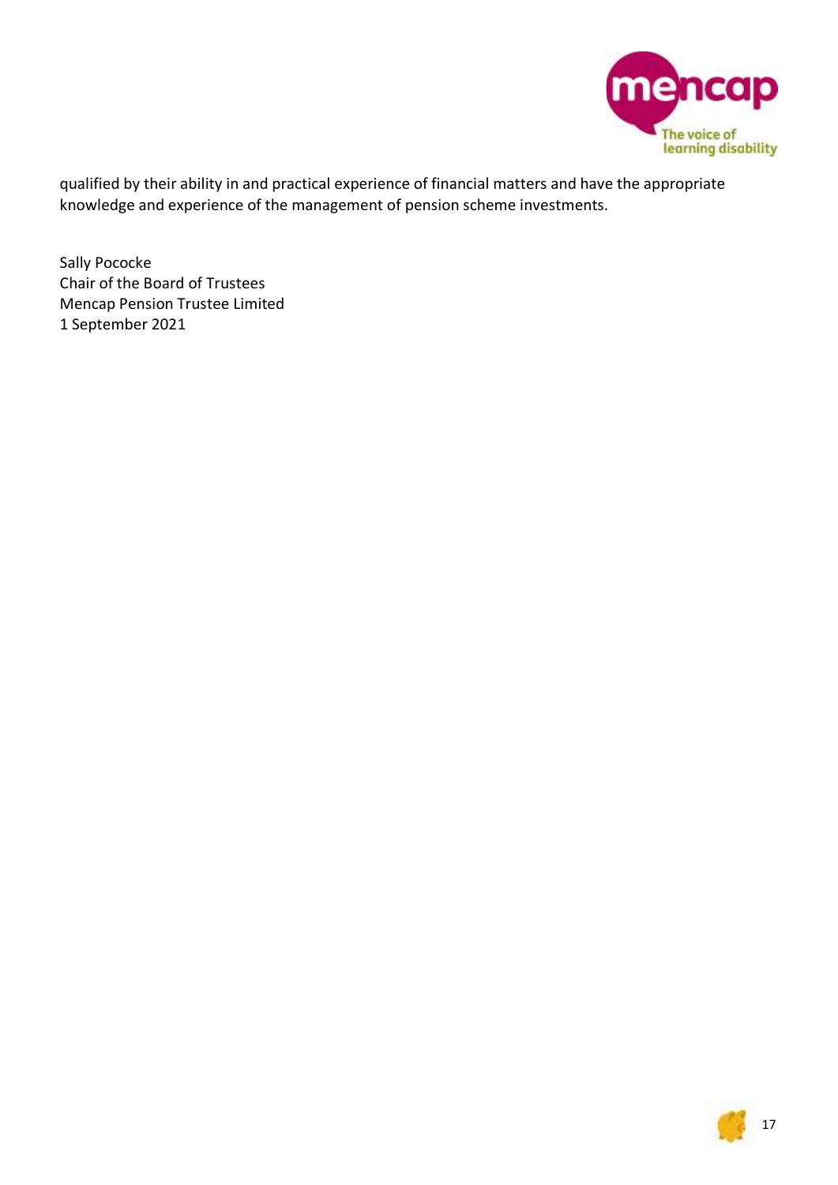qualified by their ability in and practical experience of financial matters and have the appropriate knowledge and experience of the management of pension scheme investments.

Sally Pococke
Chair of the Board of Trustees
Mencap Pension Trustee Limited
1 September 2021